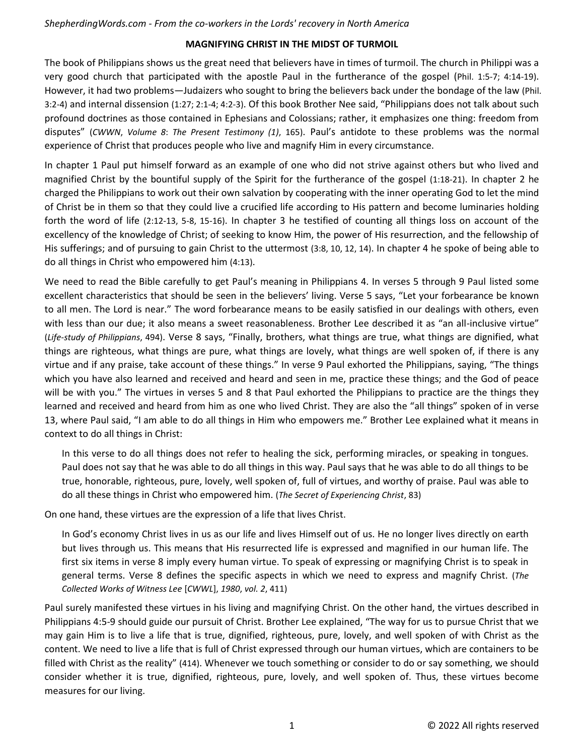# MAGNIFYING CHRIST IN THE MIDST OF TURMOIL

The book of Philippians shows us the great need that believers have in times of turmoil. The church in Philippi was a very good church that participated with the apostle Paul in the furtherance of the gospel (Phil. 1:5-7; 4:14-19). However, it had two problems—Judaizers who sought to bring the believers back under the bondage of the law (Phil. 3:2-4) and internal dissension (1:27; 2:1-4; 4:2-3). Of this book Brother Nee said, "Philippians does not talk about such profound doctrines as those contained in Ephesians and Colossians; rather, it emphasizes one thing: freedom from disputes" (*CWWN*, *Volume 8*: *The Present Testimony (1)*, 165). Paul's antidote to these problems was the normal experience of Christ that produces people who live and magnify Him in every circumstance.

In chapter 1 Paul put himself forward as an example of one who did not strive against others but who lived and magnified Christ by the bountiful supply of the Spirit for the furtherance of the gospel (1:18-21). In chapter 2 he charged the Philippians to work out their own salvation by cooperating with the inner operating God to let the mind of Christ be in them so that they could live a crucified life according to His pattern and become luminaries holding forth the word of life (2:12-13, 5-8, 15-16). In chapter 3 he testified of counting all things loss on account of the excellency of the knowledge of Christ; of seeking to know Him, the power of His resurrection, and the fellowship of His sufferings; and of pursuing to gain Christ to the uttermost (3:8, 10, 12, 14). In chapter 4 he spoke of being able to do all things in Christ who empowered him (4:13).

We need to read the Bible carefully to get Paul's meaning in Philippians 4. In verses 5 through 9 Paul listed some excellent characteristics that should be seen in the believers' living. Verse 5 says, "Let your forbearance be known to all men. The Lord is near." The word forbearance means to be easily satisfied in our dealings with others, even with less than our due; it also means a sweet reasonableness. Brother Lee described it as "an all-inclusive virtue" (*Life-study of Philippians*, 494). Verse 8 says, "Finally, brothers, what things are true, what things are dignified, what things are righteous, what things are pure, what things are lovely, what things are well spoken of, if there is any virtue and if any praise, take account of these things." In verse 9 Paul exhorted the Philippians, saying, "The things which you have also learned and received and heard and seen in me, practice these things; and the God of peace will be with you." The virtues in verses 5 and 8 that Paul exhorted the Philippians to practice are the things they learned and received and heard from him as one who lived Christ. They are also the "all things" spoken of in verse 13, where Paul said, "I am able to do all things in Him who empowers me." Brother Lee explained what it means in context to do all things in Christ:

> In this verse to do all things does not refer to healing the sick, performing miracles, or speaking in tongues. Paul does not say that he was able to do all things in this way. Paul says that he was able to do all things to be true, honorable, righteous, pure, lovely, well spoken of, full of virtues, and worthy of praise. Paul was able to do all these things in Christ who empowered him. (*The Secret of Experiencing Christ*, 83)

On one hand, these virtues are the expression of a life that lives Christ.

> In God's economy Christ lives in us as our life and lives Himself out of us. He no longer lives directly on earth but lives through us. This means that His resurrected life is expressed and magnified in our human life. The first six items in verse 8 imply every human virtue. To speak of expressing or magnifying Christ is to speak in general terms. Verse 8 defines the specific aspects in which we need to express and magnify Christ. (*The Collected Works of Witness Lee* [*CWWL*], *1980*, *vol. 2*, 411)

Paul surely manifested these virtues in his living and magnifying Christ. On the other hand, the virtues described in Philippians 4:5-9 should guide our pursuit of Christ. Brother Lee explained, "The way for us to pursue Christ that we may gain Him is to live a life that is true, dignified, righteous, pure, lovely, and well spoken of with Christ as the content. We need to live a life that is full of Christ expressed through our human virtues, which are containers to be filled with Christ as the reality" (414). Whenever we touch something or consider to do or say something, we should consider whether it is true, dignified, righteous, pure, lovely, and well spoken of. Thus, these virtues become measures for our living.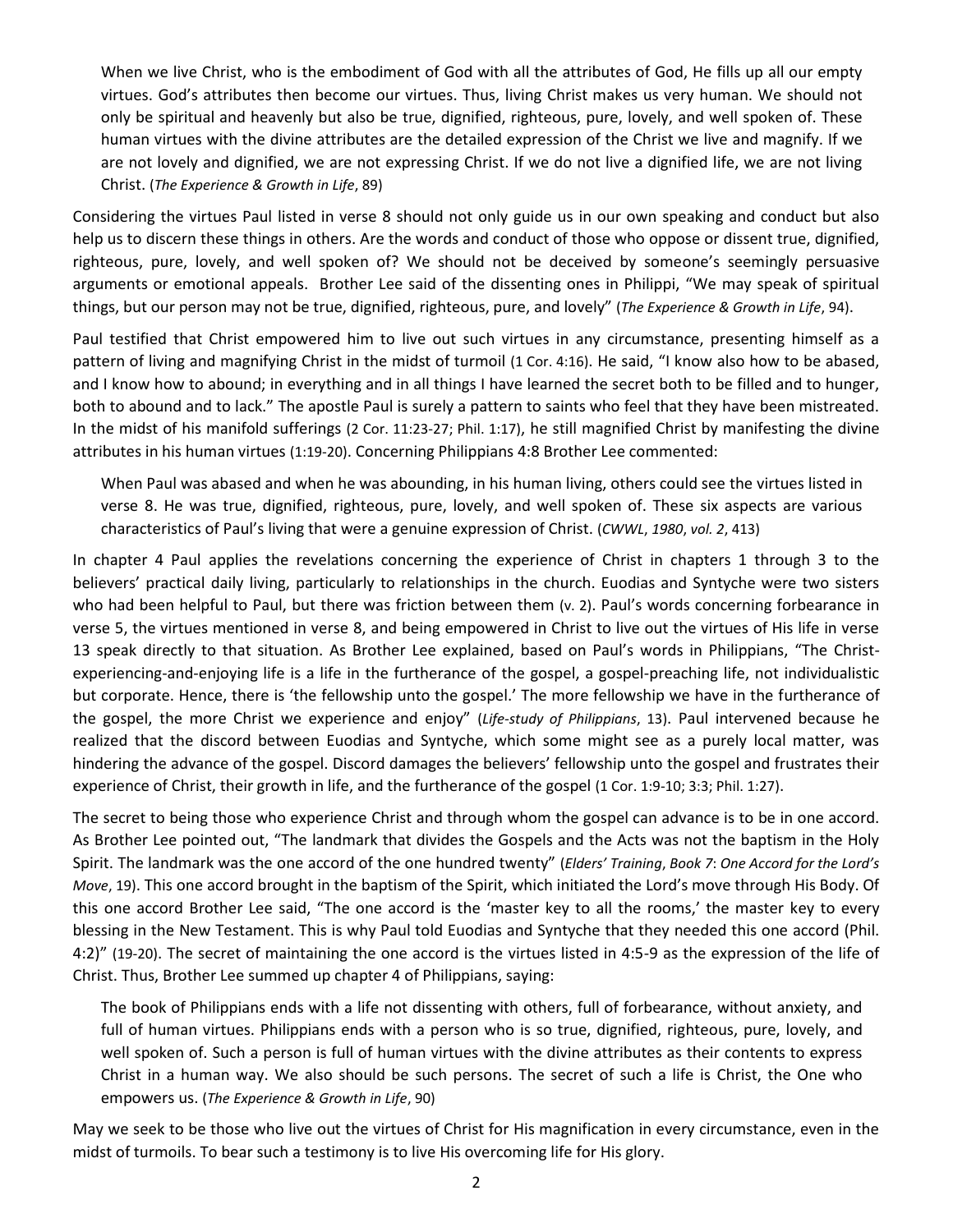> When we live Christ, who is the embodiment of God with all the attributes of God, He fills up all our empty virtues. God's attributes then become our virtues. Thus, living Christ makes us very human. We should not only be spiritual and heavenly but also be true, dignified, righteous, pure, lovely, and well spoken of. These human virtues with the divine attributes are the detailed expression of the Christ we live and magnify. If we are not lovely and dignified, we are not expressing Christ. If we do not live a dignified life, we are not living Christ. (*The Experience & Growth in Life*, 89)

Considering the virtues Paul listed in verse 8 should not only guide us in our own speaking and conduct but also help us to discern these things in others. Are the words and conduct of those who oppose or dissent true, dignified, righteous, pure, lovely, and well spoken of? We should not be deceived by someone's seemingly persuasive arguments or emotional appeals. Brother Lee said of the dissenting ones in Philippi, "We may speak of spiritual things, but our person may not be true, dignified, righteous, pure, and lovely" (*The Experience & Growth in Life*, 94).

Paul testified that Christ empowered him to live out such virtues in any circumstance, presenting himself as a pattern of living and magnifying Christ in the midst of turmoil (1 Cor. 4:16). He said, "I know also how to be abased, and I know how to abound; in everything and in all things I have learned the secret both to be filled and to hunger, both to abound and to lack." The apostle Paul is surely a pattern to saints who feel that they have been mistreated. In the midst of his manifold sufferings (2 Cor. 11:23-27; Phil. 1:17), he still magnified Christ by manifesting the divine attributes in his human virtues (1:19-20). Concerning Philippians 4:8 Brother Lee commented:

> When Paul was abased and when he was abounding, in his human living, others could see the virtues listed in verse 8. He was true, dignified, righteous, pure, lovely, and well spoken of. These six aspects are various characteristics of Paul's living that were a genuine expression of Christ. (*CWWL*, *1980*, *vol. 2*, 413)

In chapter 4 Paul applies the revelations concerning the experience of Christ in chapters 1 through 3 to the believers' practical daily living, particularly to relationships in the church. Euodias and Syntyche were two sisters who had been helpful to Paul, but there was friction between them (v. 2). Paul's words concerning forbearance in verse 5, the virtues mentioned in verse 8, and being empowered in Christ to live out the virtues of His life in verse 13 speak directly to that situation. As Brother Lee explained, based on Paul's words in Philippians, "The Christ-experiencing-and-enjoying life is a life in the furtherance of the gospel, a gospel-preaching life, not individualistic but corporate. Hence, there is 'the fellowship unto the gospel.' The more fellowship we have in the furtherance of the gospel, the more Christ we experience and enjoy" (*Life-study of Philippians*, 13). Paul intervened because he realized that the discord between Euodias and Syntyche, which some might see as a purely local matter, was hindering the advance of the gospel. Discord damages the believers' fellowship unto the gospel and frustrates their experience of Christ, their growth in life, and the furtherance of the gospel (1 Cor. 1:9-10; 3:3; Phil. 1:27).

The secret to being those who experience Christ and through whom the gospel can advance is to be in one accord. As Brother Lee pointed out, "The landmark that divides the Gospels and the Acts was not the baptism in the Holy Spirit. The landmark was the one accord of the one hundred twenty" (*Elders' Training*, *Book 7*: *One Accord for the Lord's Move*, 19). This one accord brought in the baptism of the Spirit, which initiated the Lord's move through His Body. Of this one accord Brother Lee said, "The one accord is the 'master key to all the rooms,' the master key to every blessing in the New Testament. This is why Paul told Euodias and Syntyche that they needed this one accord (Phil. 4:2)" (19-20). The secret of maintaining the one accord is the virtues listed in 4:5-9 as the expression of the life of Christ. Thus, Brother Lee summed up chapter 4 of Philippians, saying:

> The book of Philippians ends with a life not dissenting with others, full of forbearance, without anxiety, and full of human virtues. Philippians ends with a person who is so true, dignified, righteous, pure, lovely, and well spoken of. Such a person is full of human virtues with the divine attributes as their contents to express Christ in a human way. We also should be such persons. The secret of such a life is Christ, the One who empowers us. (*The Experience & Growth in Life*, 90)

May we seek to be those who live out the virtues of Christ for His magnification in every circumstance, even in the midst of turmoils. To bear such a testimony is to live His overcoming life for His glory.